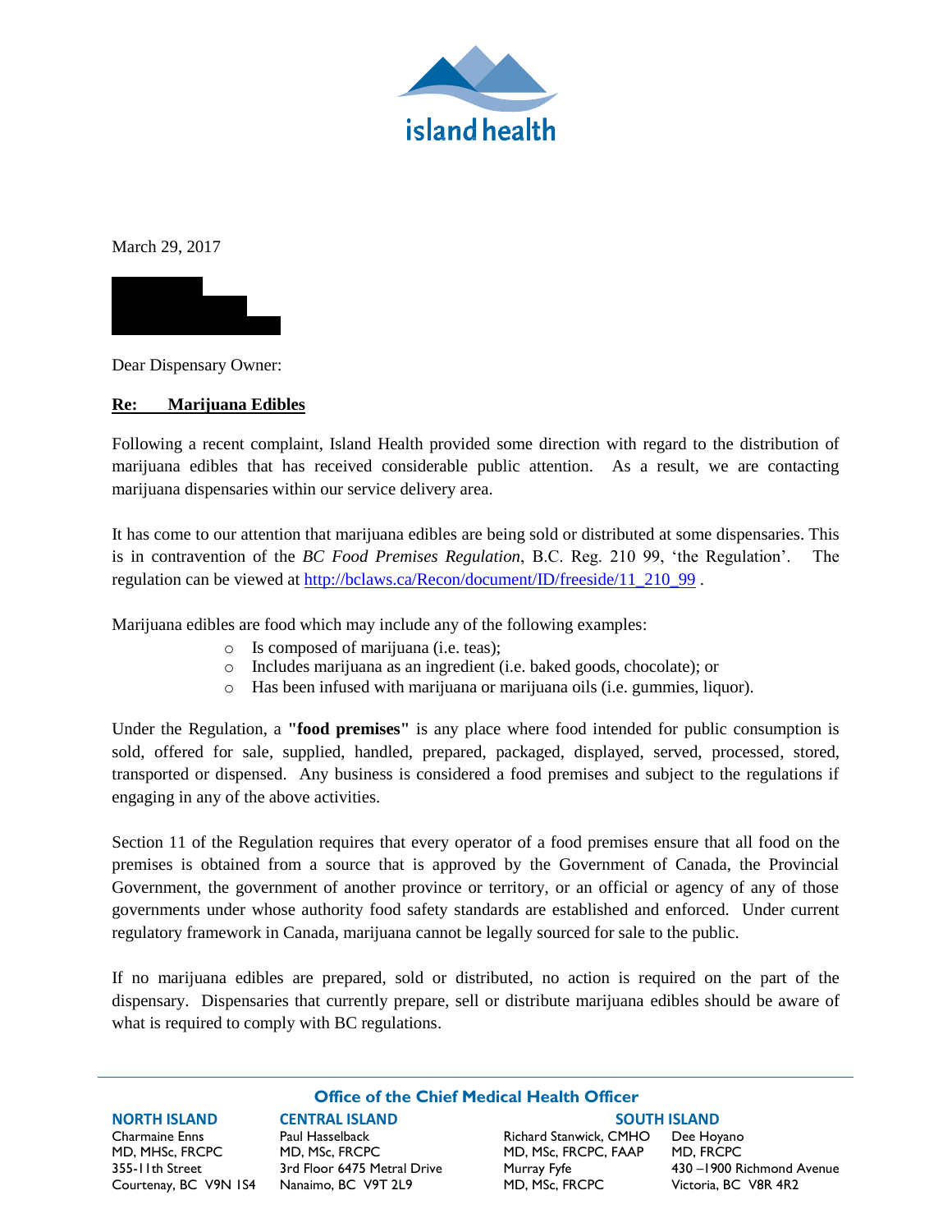island health

March 29, 2017

Dear Dispensary Owner:

**Re: Marijuana Edibles**

Following a recent complaint, Island Health provided some direction with regard to the distribution of marijuana edibles that has received considerable public attention. As a result, we are contacting marijuana dispensaries within our service delivery area.

It has come to our attention that marijuana edibles are being sold or distributed at some dispensaries. This is in contravention of the *BC Food Premises Regulation*, B.C. Reg. 210 99, 'the Regulation'. The regulation can be viewed at http://bclaws.ca/Recon/document/ID/freeside/11_210_99 .

Marijuana edibles are food which may include any of the following examples:

- Is composed of marijuana (i.e. teas);
- Includes marijuana as an ingredient (i.e. baked goods, chocolate); or
- Has been infused with marijuana or marijuana oils (i.e. gummies, liquor).

Under the Regulation, a **"food premises"** is any place where food intended for public consumption is sold, offered for sale, supplied, handled, prepared, packaged, displayed, served, processed, stored, transported or dispensed. Any business is considered a food premises and subject to the regulations if engaging in any of the above activities.

Section 11 of the Regulation requires that every operator of a food premises ensure that all food on the premises is obtained from a source that is approved by the Government of Canada, the Provincial Government, the government of another province or territory, or an official or agency of any of those governments under whose authority food safety standards are established and enforced. Under current regulatory framework in Canada, marijuana cannot be legally sourced for sale to the public.

If no marijuana edibles are prepared, sold or distributed, no action is required on the part of the dispensary. Dispensaries that currently prepare, sell or distribute marijuana edibles should be aware of what is required to comply with BC regulations.

**Office of the Chief Medical Health Officer**

**NORTH ISLAND**
Charmaine Enns
MD, MHSc, FRCPC
355-11th Street
Courtenay, BC V9N 1S4

**CENTRAL ISLAND**
Paul Hasselback
MD, MSc, FRCPC
3rd Floor 6475 Metral Drive
Nanaimo, BC V9T 2L9

**SOUTH ISLAND**
Richard Stanwick, CMHO
MD, MSc, FRCPC, FAAP
Murray Fyfe
MD, MSc, FRCPC

Dee Hoyano
MD, FRCPC
430 –1900 Richmond Avenue
Victoria, BC V8R 4R2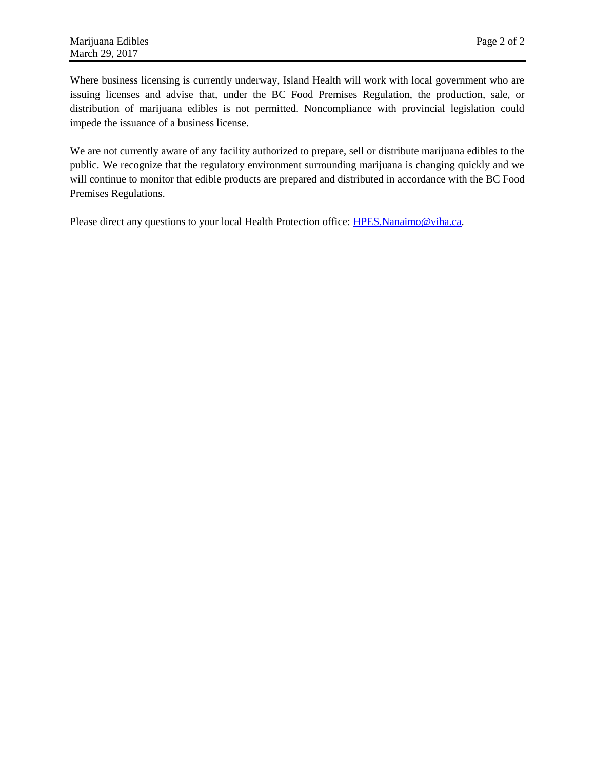Where business licensing is currently underway, Island Health will work with local government who are issuing licenses and advise that, under the BC Food Premises Regulation, the production, sale, or distribution of marijuana edibles is not permitted. Noncompliance with provincial legislation could impede the issuance of a business license.

We are not currently aware of any facility authorized to prepare, sell or distribute marijuana edibles to the public. We recognize that the regulatory environment surrounding marijuana is changing quickly and we will continue to monitor that edible products are prepared and distributed in accordance with the BC Food Premises Regulations.

Please direct any questions to your local Health Protection office: [HPES.Nanaimo@viha.ca](mailto:HPES.Nanaimo@viha.ca).